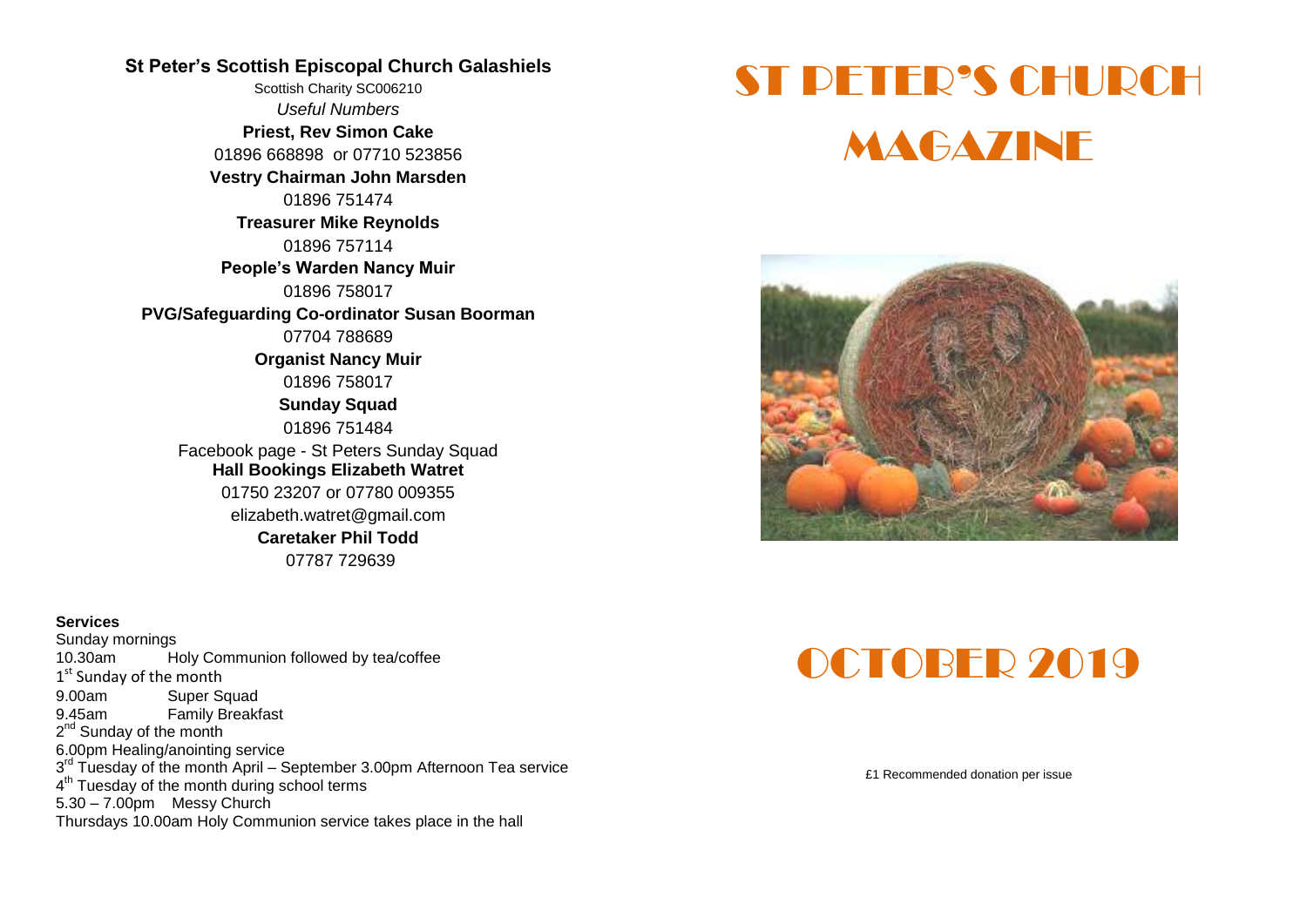**St Peter's Scottish Episcopal Church Galashiels**

Scottish Charity SC006210

*Useful Numbers*

**Priest, Rev Simon Cake**
01896 668898 or 07710 523856

**Vestry Chairman John Marsden**
01896 751474

**Treasurer Mike Reynolds**
01896 757114

**People's Warden Nancy Muir**
01896 758017

**PVG/Safeguarding Co-ordinator Susan Boorman**
07704 788689

**Organist Nancy Muir**
01896 758017

**Sunday Squad**
01896 751484

Facebook page - St Peters Sunday Squad

**Hall Bookings Elizabeth Watret**
01750 23207 or 07780 009355
elizabeth.watret@gmail.com

**Caretaker Phil Todd**
07787 729639

**Services**

Sunday mornings
10.30am Holy Communion followed by tea/coffee
1st Sunday of the month
9.00am Super Squad
9.45am Family Breakfast
2nd Sunday of the month
6.00pm Healing/anointing service
3rd Tuesday of the month April – September 3.00pm Afternoon Tea service
4th Tuesday of the month during school terms
5.30 – 7.00pm Messy Church
Thursdays 10.00am Holy Communion service takes place in the hall

# ST PETER'S CHURCH MAGAZINE

# OCTOBER 2019

£1 Recommended donation per issue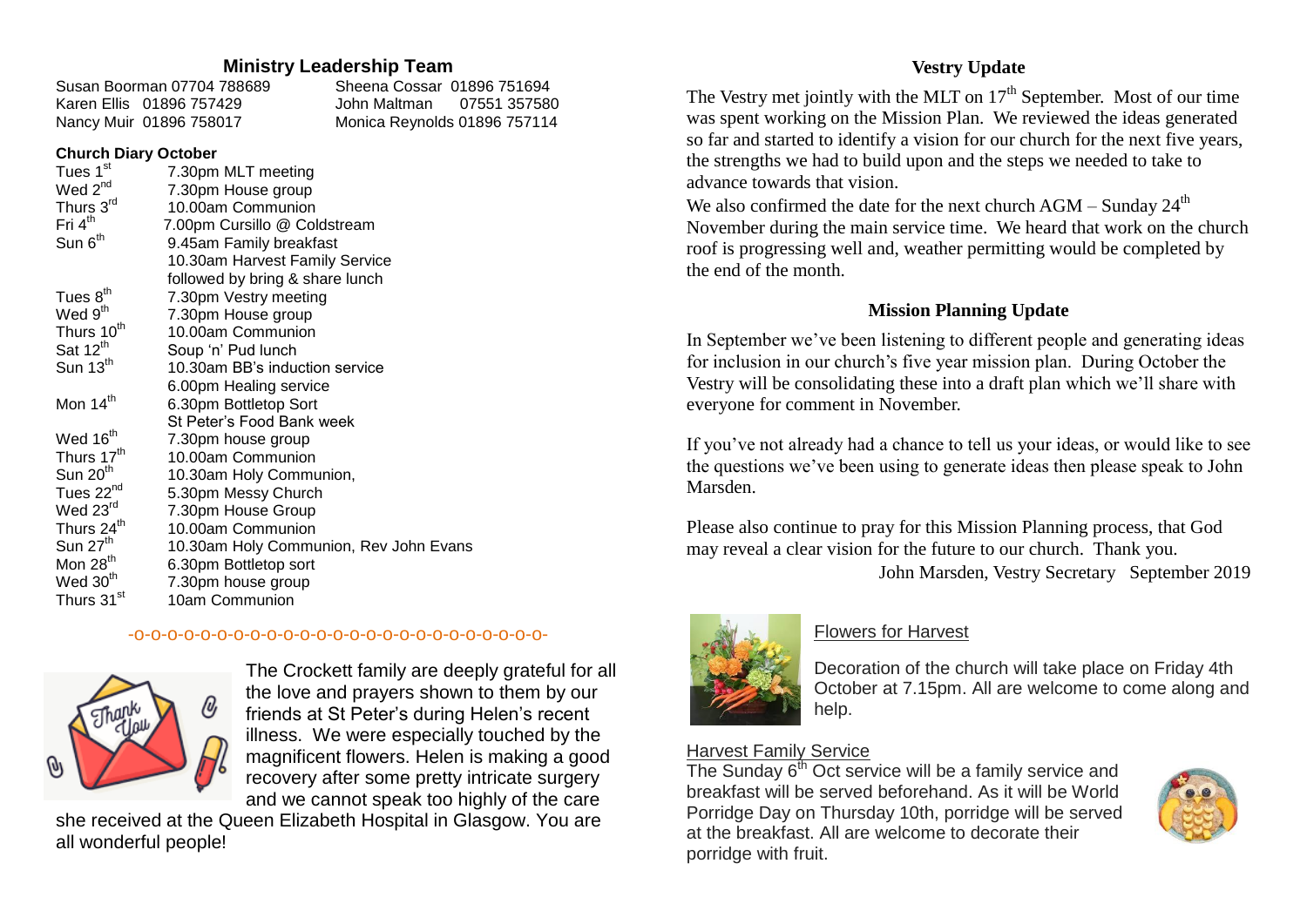## Ministry Leadership Team

Susan Boorman 07704 788689
Karen Ellis 01896 757429
Nancy Muir 01896 758017
Sheena Cossar 01896 751694
John Maltman 07551 357580
Monica Reynolds 01896 757114

### Church Diary October

| | |
|---|---|
| Tues 1st | 7.30pm MLT meeting |
| Wed 2nd | 7.30pm House group |
| Thurs 3rd | 10.00am Communion |
| Fri 4th | 7.00pm Cursillo @ Coldstream |
| Sun 6th | 9.45am Family breakfast |
| | 10.30am Harvest Family Service followed by bring & share lunch |
| Tues 8th | 7.30pm Vestry meeting |
| Wed 9th | 7.30pm House group |
| Thurs 10th | 10.00am Communion |
| Sat 12th | Soup 'n' Pud lunch |
| Sun 13th | 10.30am BB's induction service |
| | 6.00pm Healing service |
| Mon 14th | 6.30pm Bottletop Sort |
| | St Peter's Food Bank week |
| Wed 16th | 7.30pm house group |
| Thurs 17th | 10.00am Communion |
| Sun 20th | 10.30am Holy Communion, |
| Tues 22nd | 5.30pm Messy Church |
| Wed 23rd | 7.30pm House Group |
| Thurs 24th | 10.00am Communion |
| Sun 27th | 10.30am Holy Communion, Rev John Evans |
| Mon 28th | 6.30pm Bottletop sort |
| Wed 30th | 7.30pm house group |
| Thurs 31st | 10am Communion |

-o-o-o-o-o-o-o-o-o-o-o-o-o-o-o-o-o-o-o-o-o-o-o-o-o-o-o-

The Crockett family are deeply grateful for all the love and prayers shown to them by our friends at St Peter's during Helen's recent illness. We were especially touched by the magnificent flowers. Helen is making a good recovery after some pretty intricate surgery and we cannot speak too highly of the care she received at the Queen Elizabeth Hospital in Glasgow. You are all wonderful people!

## Vestry Update

The Vestry met jointly with the MLT on 17th September. Most of our time was spent working on the Mission Plan. We reviewed the ideas generated so far and started to identify a vision for our church for the next five years, the strengths we had to build upon and the steps we needed to take to advance towards that vision.

We also confirmed the date for the next church AGM – Sunday 24th November during the main service time. We heard that work on the church roof is progressing well and, weather permitting would be completed by the end of the month.

## Mission Planning Update

In September we've been listening to different people and generating ideas for inclusion in our church's five year mission plan. During October the Vestry will be consolidating these into a draft plan which we'll share with everyone for comment in November.

If you've not already had a chance to tell us your ideas, or would like to see the questions we've been using to generate ideas then please speak to John Marsden.

Please also continue to pray for this Mission Planning process, that God may reveal a clear vision for the future to our church. Thank you.

John Marsden, Vestry Secretary September 2019

### Flowers for Harvest

Decoration of the church will take place on Friday 4th October at 7.15pm. All are welcome to come along and help.

### Harvest Family Service

The Sunday 6th Oct service will be a family service and breakfast will be served beforehand. As it will be World Porridge Day on Thursday 10th, porridge will be served at the breakfast. All are welcome to decorate their porridge with fruit.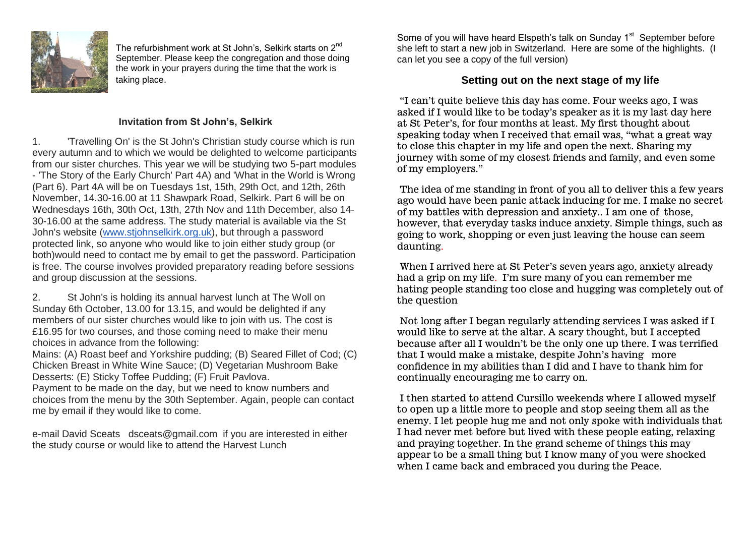The refurbishment work at St John's, Selkirk starts on 2nd September. Please keep the congregation and those doing the work in your prayers during the time that the work is taking place.

### Invitation from St John's, Selkirk

1. 'Travelling On' is the St John's Christian study course which is run every autumn and to which we would be delighted to welcome participants from our sister churches. This year we will be studying two 5-part modules - 'The Story of the Early Church' Part 4A) and 'What in the World is Wrong (Part 6). Part 4A will be on Tuesdays 1st, 15th, 29th Oct, and 12th, 26th November, 14.30-16.00 at 11 Shawpark Road, Selkirk. Part 6 will be on Wednesdays 16th, 30th Oct, 13th, 27th Nov and 11th December, also 14-30-16.00 at the same address. The study material is available via the St John's website (www.stjohnselkirk.org.uk), but through a password protected link, so anyone who would like to join either study group (or both)would need to contact me by email to get the password. Participation is free. The course involves provided preparatory reading before sessions and group discussion at the sessions.

2. St John's is holding its annual harvest lunch at The Woll on Sunday 6th October, 13.00 for 13.15, and would be delighted if any members of our sister churches would like to join with us. The cost is £16.95 for two courses, and those coming need to make their menu choices in advance from the following:
Mains: (A) Roast beef and Yorkshire pudding; (B) Seared Fillet of Cod; (C) Chicken Breast in White Wine Sauce; (D) Vegetarian Mushroom Bake
Desserts: (E) Sticky Toffee Pudding; (F) Fruit Pavlova.
Payment to be made on the day, but we need to know numbers and choices from the menu by the 30th September. Again, people can contact me by email if they would like to come.

e-mail David Sceats dsceats@gmail.com if you are interested in either the study course or would like to attend the Harvest Lunch

Some of you will have heard Elspeth's talk on Sunday 1st September before she left to start a new job in Switzerland. Here are some of the highlights. (I can let you see a copy of the full version)

### Setting out on the next stage of my life

"I can't quite believe this day has come. Four weeks ago, I was asked if I would like to be today's speaker as it is my last day here at St Peter's, for four months at least. My first thought about speaking today when I received that email was, "what a great way to close this chapter in my life and open the next. Sharing my journey with some of my closest friends and family, and even some of my employers."

The idea of me standing in front of you all to deliver this a few years ago would have been panic attack inducing for me. I make no secret of my battles with depression and anxiety.. I am one of those, however, that everyday tasks induce anxiety. Simple things, such as going to work, shopping or even just leaving the house can seem daunting.

When I arrived here at St Peter's seven years ago, anxiety already had a grip on my life. I'm sure many of you can remember me hating people standing too close and hugging was completely out of the question

Not long after I began regularly attending services I was asked if I would like to serve at the altar. A scary thought, but I accepted because after all I wouldn't be the only one up there. I was terrified that I would make a mistake, despite John's having more confidence in my abilities than I did and I have to thank him for continually encouraging me to carry on.

I then started to attend Cursillo weekends where I allowed myself to open up a little more to people and stop seeing them all as the enemy. I let people hug me and not only spoke with individuals that I had never met before but lived with these people eating, relaxing and praying together. In the grand scheme of things this may appear to be a small thing but I know many of you were shocked when I came back and embraced you during the Peace.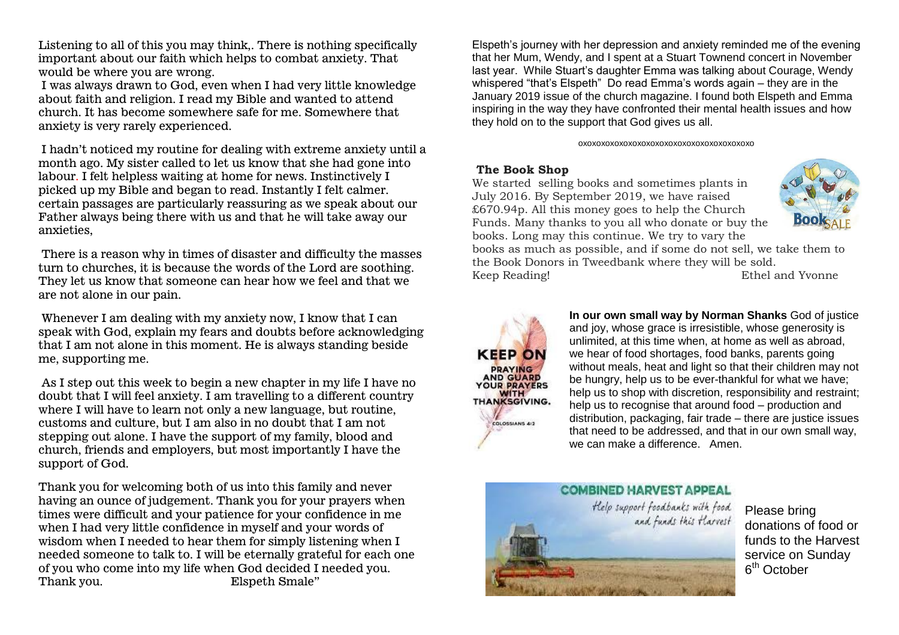Listening to all of this you may think,. There is nothing specifically important about our faith which helps to combat anxiety. That would be where you are wrong.

I was always drawn to God, even when I had very little knowledge about faith and religion. I read my Bible and wanted to attend church. It has become somewhere safe for me. Somewhere that anxiety is very rarely experienced.

I hadn't noticed my routine for dealing with extreme anxiety until a month ago. My sister called to let us know that she had gone into labour. I felt helpless waiting at home for news. Instinctively I picked up my Bible and began to read. Instantly I felt calmer. certain passages are particularly reassuring as we speak about our Father always being there with us and that he will take away our anxieties,

There is a reason why in times of disaster and difficulty the masses turn to churches, it is because the words of the Lord are soothing. They let us know that someone can hear how we feel and that we are not alone in our pain.

Whenever I am dealing with my anxiety now, I know that I can speak with God, explain my fears and doubts before acknowledging that I am not alone in this moment. He is always standing beside me, supporting me.

As I step out this week to begin a new chapter in my life I have no doubt that I will feel anxiety. I am travelling to a different country where I will have to learn not only a new language, but routine, customs and culture, but I am also in no doubt that I am not stepping out alone. I have the support of my family, blood and church, friends and employers, but most importantly I have the support of God.

Thank you for welcoming both of us into this family and never having an ounce of judgement. Thank you for your prayers when times were difficult and your patience for your confidence in me when I had very little confidence in myself and your words of wisdom when I needed to hear them for simply listening when I needed someone to talk to. I will be eternally grateful for each one of you who come into my life when God decided I needed you.
Thank you. Elspeth Smale"

Elspeth's journey with her depression and anxiety reminded me of the evening that her Mum, Wendy, and I spent at a Stuart Townend concert in November last year. While Stuart's daughter Emma was talking about Courage, Wendy whispered "that's Elspeth" Do read Emma's words again – they are in the January 2019 issue of the church magazine. I found both Elspeth and Emma inspiring in the way they have confronted their mental health issues and how they hold on to the support that God gives us all.

oxoxoxoxoxoxoxoxoxoxoxoxoxoxoxoxoxoxoxo

**The Book Shop**

We started selling books and sometimes plants in July 2016. By September 2019, we have raised £670.94p. All this money goes to help the Church Funds. Many thanks to you all who donate or buy the books. Long may this continue. We try to vary the books as much as possible, and if some do not sell, we take them to the Book Donors in Tweedbank where they will be sold.
Keep Reading! Ethel and Yvonne

Book SALE

KEEP ON PRAYING AND GUARD YOUR PRAYERS WITH THANKSGIVING.
COLOSSIANS 4:2

**In our own small way by Norman Shanks** God of justice and joy, whose grace is irresistible, whose generosity is unlimited, at this time when, at home as well as abroad, we hear of food shortages, food banks, parents going without meals, heat and light so that their children may not be hungry, help us to be ever-thankful for what we have; help us to shop with discretion, responsibility and restraint; help us to recognise that around food – production and distribution, packaging, fair trade – there are justice issues that need to be addressed, and that in our own small way, we can make a difference. Amen.

COMBINED HARVEST APPEAL
Help support foodbanks with food and funds this Harvest

Please bring donations of food or funds to the Harvest service on Sunday 6th October